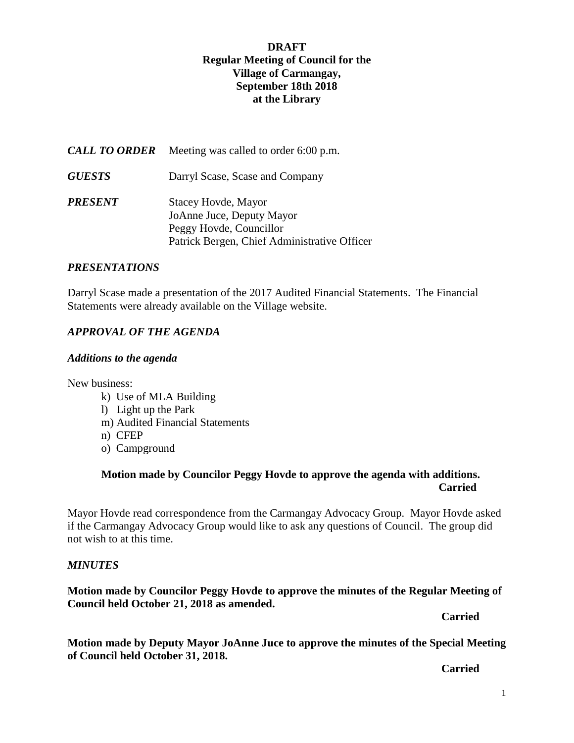**DRAFT**
**Regular Meeting of Council for the**
**Village of Carmangay,**
**September 18th 2018**
**at the Library**

***CALL TO ORDER*** Meeting was called to order 6:00 p.m.

***GUESTS*** Darryl Scase, Scase and Company

***PRESENT*** Stacey Hovde, Mayor
JoAnne Juce, Deputy Mayor
Peggy Hovde, Councillor
Patrick Bergen, Chief Administrative Officer

### *PRESENTATIONS*

Darryl Scase made a presentation of the 2017 Audited Financial Statements. The Financial Statements were already available on the Village website.

### *APPROVAL OF THE AGENDA*

#### *Additions to the agenda*

New business:

- k) Use of MLA Building
- l) Light up the Park
- m) Audited Financial Statements
- n) CFEP
- o) Campground

**Motion made by Councilor Peggy Hovde to approve the agenda with additions.**
**Carried**

Mayor Hovde read correspondence from the Carmangay Advocacy Group. Mayor Hovde asked if the Carmangay Advocacy Group would like to ask any questions of Council. The group did not wish to at this time.

### *MINUTES*

**Motion made by Councilor Peggy Hovde to approve the minutes of the Regular Meeting of Council held October 21, 2018 as amended.**

**Carried**

**Motion made by Deputy Mayor JoAnne Juce to approve the minutes of the Special Meeting of Council held October 31, 2018.**

**Carried**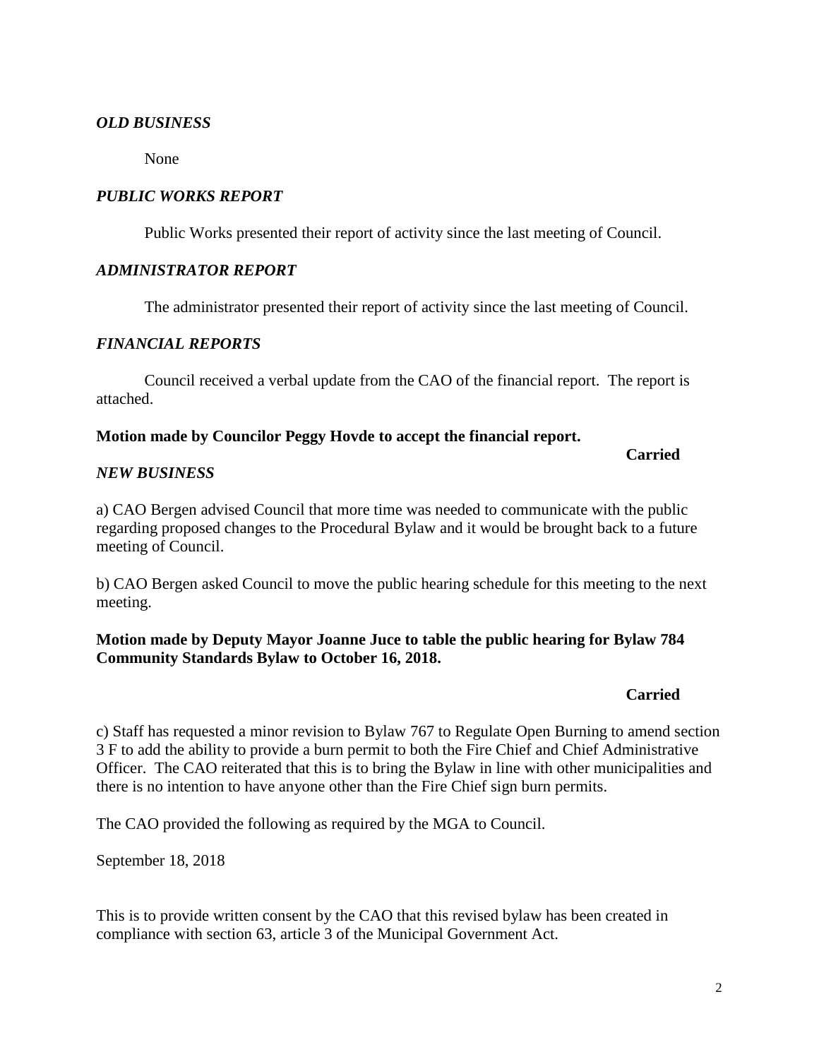### *OLD BUSINESS*

None

### *PUBLIC WORKS REPORT*

Public Works presented their report of activity since the last meeting of Council.

### *ADMINISTRATOR REPORT*

The administrator presented their report of activity since the last meeting of Council.

### *FINANCIAL REPORTS*

Council received a verbal update from the CAO of the financial report. The report is attached.

**Motion made by Councilor Peggy Hovde to accept the financial report.**

**Carried**

### *NEW BUSINESS*

a) CAO Bergen advised Council that more time was needed to communicate with the public regarding proposed changes to the Procedural Bylaw and it would be brought back to a future meeting of Council.

b) CAO Bergen asked Council to move the public hearing schedule for this meeting to the next meeting.

**Motion made by Deputy Mayor Joanne Juce to table the public hearing for Bylaw 784 Community Standards Bylaw to October 16, 2018.**

**Carried**

c) Staff has requested a minor revision to Bylaw 767 to Regulate Open Burning to amend section 3 F to add the ability to provide a burn permit to both the Fire Chief and Chief Administrative Officer. The CAO reiterated that this is to bring the Bylaw in line with other municipalities and there is no intention to have anyone other than the Fire Chief sign burn permits.

The CAO provided the following as required by the MGA to Council.

September 18, 2018

This is to provide written consent by the CAO that this revised bylaw has been created in compliance with section 63, article 3 of the Municipal Government Act.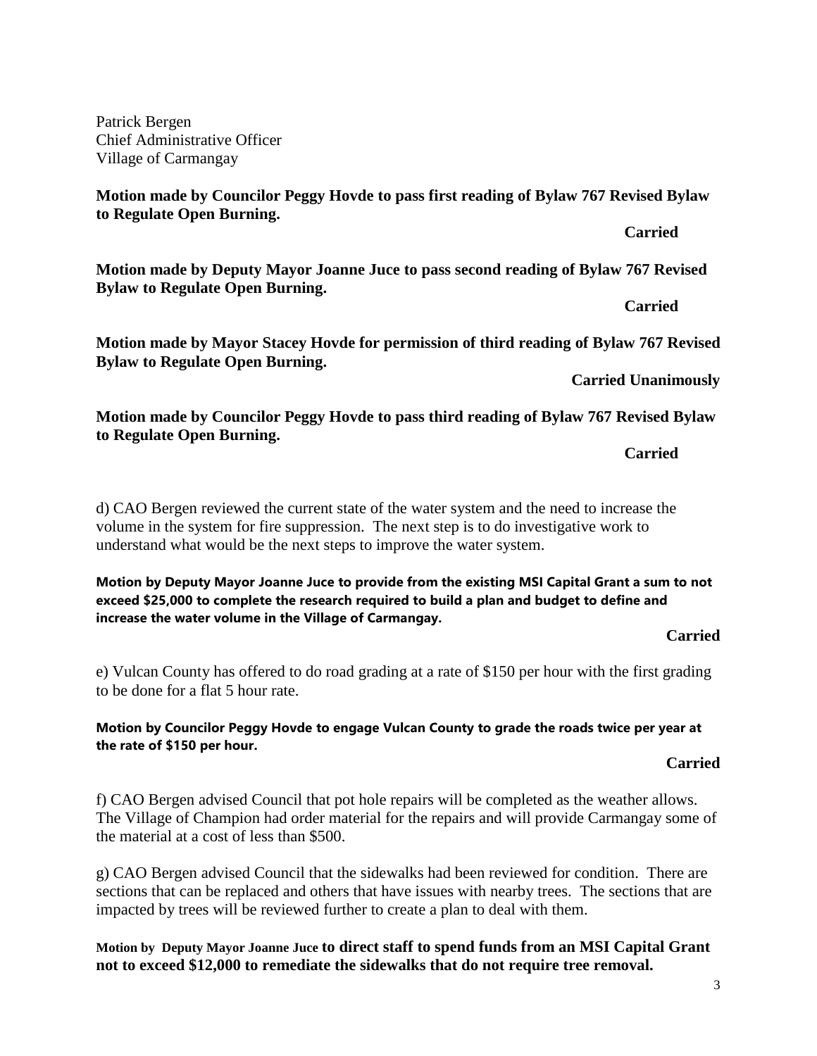Patrick Bergen
Chief Administrative Officer
Village of Carmangay

**Motion made by Councilor Peggy Hovde to pass first reading of Bylaw 767 Revised Bylaw to Regulate Open Burning.**

**Carried**

**Motion made by Deputy Mayor Joanne Juce to pass second reading of Bylaw 767 Revised Bylaw to Regulate Open Burning.**

**Carried**

**Motion made by Mayor Stacey Hovde for permission of third reading of Bylaw 767 Revised Bylaw to Regulate Open Burning.**

**Carried Unanimously**

**Motion made by Councilor Peggy Hovde to pass third reading of Bylaw 767 Revised Bylaw to Regulate Open Burning.**

**Carried**

d) CAO Bergen reviewed the current state of the water system and the need to increase the volume in the system for fire suppression. The next step is to do investigative work to understand what would be the next steps to improve the water system.

**Motion by Deputy Mayor Joanne Juce to provide from the existing MSI Capital Grant a sum to not exceed $25,000 to complete the research required to build a plan and budget to define and increase the water volume in the Village of Carmangay.**

**Carried**

e) Vulcan County has offered to do road grading at a rate of $150 per hour with the first grading to be done for a flat 5 hour rate.

**Motion by Councilor Peggy Hovde to engage Vulcan County to grade the roads twice per year at the rate of $150 per hour.**

**Carried**

f) CAO Bergen advised Council that pot hole repairs will be completed as the weather allows. The Village of Champion had order material for the repairs and will provide Carmangay some of the material at a cost of less than $500.

g) CAO Bergen advised Council that the sidewalks had been reviewed for condition. There are sections that can be replaced and others that have issues with nearby trees. The sections that are impacted by trees will be reviewed further to create a plan to deal with them.

**Motion by Deputy Mayor Joanne Juce to direct staff to spend funds from an MSI Capital Grant not to exceed $12,000 to remediate the sidewalks that do not require tree removal.**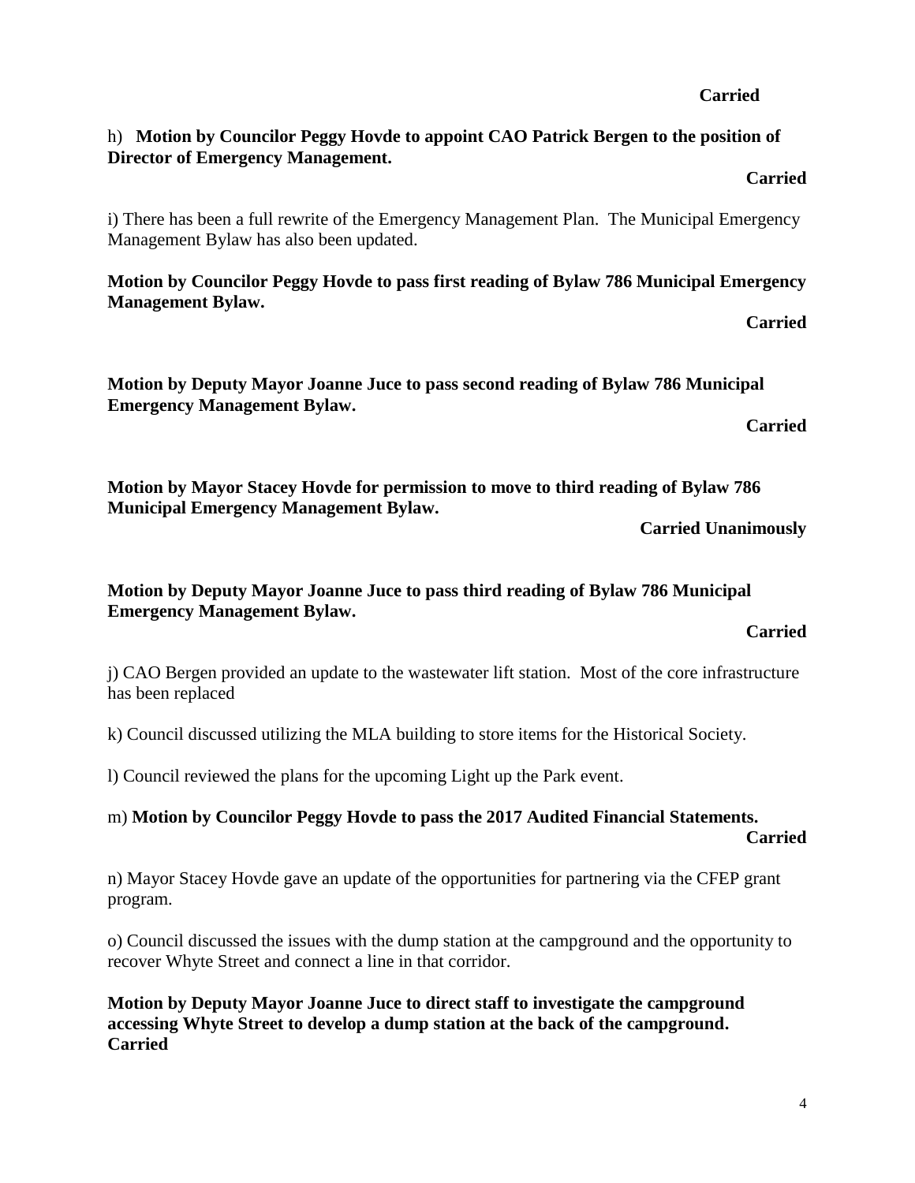**Carried**

h) **Motion by Councilor Peggy Hovde to appoint CAO Patrick Bergen to the position of Director of Emergency Management.**

**Carried**

i) There has been a full rewrite of the Emergency Management Plan. The Municipal Emergency Management Bylaw has also been updated.

**Motion by Councilor Peggy Hovde to pass first reading of Bylaw 786 Municipal Emergency Management Bylaw.**

**Carried**

**Motion by Deputy Mayor Joanne Juce to pass second reading of Bylaw 786 Municipal Emergency Management Bylaw.**

**Carried**

**Motion by Mayor Stacey Hovde for permission to move to third reading of Bylaw 786 Municipal Emergency Management Bylaw.**

**Carried Unanimously**

**Motion by Deputy Mayor Joanne Juce to pass third reading of Bylaw 786 Municipal Emergency Management Bylaw.**

**Carried**

j) CAO Bergen provided an update to the wastewater lift station. Most of the core infrastructure has been replaced

k) Council discussed utilizing the MLA building to store items for the Historical Society.

l) Council reviewed the plans for the upcoming Light up the Park event.

m) **Motion by Councilor Peggy Hovde to pass the 2017 Audited Financial Statements.**

**Carried**

n) Mayor Stacey Hovde gave an update of the opportunities for partnering via the CFEP grant program.

o) Council discussed the issues with the dump station at the campground and the opportunity to recover Whyte Street and connect a line in that corridor.

**Motion by Deputy Mayor Joanne Juce to direct staff to investigate the campground accessing Whyte Street to develop a dump station at the back of the campground. Carried**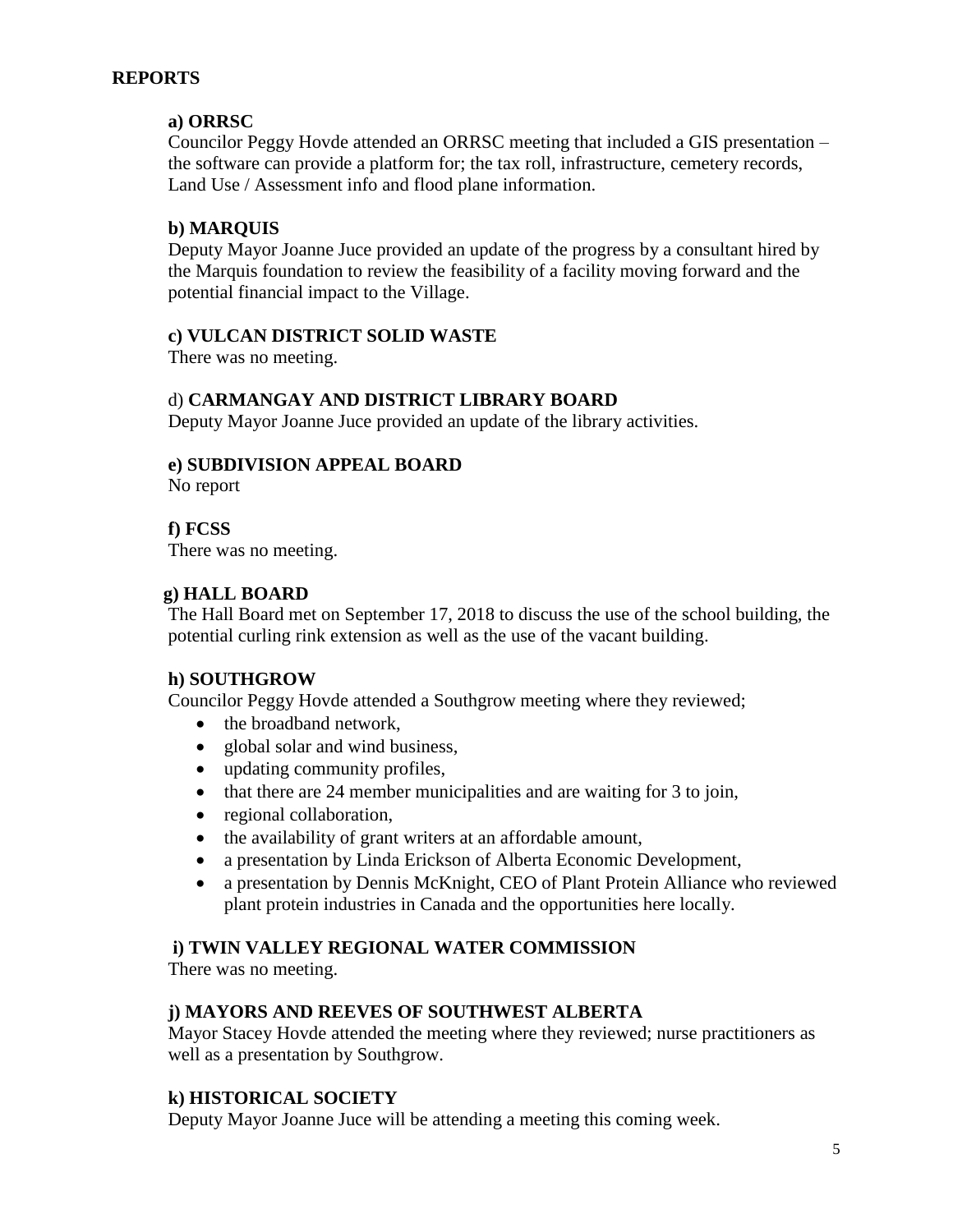## REPORTS

### a) ORRSC

Councilor Peggy Hovde attended an ORRSC meeting that included a GIS presentation – the software can provide a platform for; the tax roll, infrastructure, cemetery records, Land Use / Assessment info and flood plane information.

### b) MARQUIS

Deputy Mayor Joanne Juce provided an update of the progress by a consultant hired by the Marquis foundation to review the feasibility of a facility moving forward and the potential financial impact to the Village.

### c) VULCAN DISTRICT SOLID WASTE

There was no meeting.

### d) CARMANGAY AND DISTRICT LIBRARY BOARD

Deputy Mayor Joanne Juce provided an update of the library activities.

### e) SUBDIVISION APPEAL BOARD

No report

### f) FCSS

There was no meeting.

### g) HALL BOARD

The Hall Board met on September 17, 2018 to discuss the use of the school building, the potential curling rink extension as well as the use of the vacant building.

### h) SOUTHGROW

Councilor Peggy Hovde attended a Southgrow meeting where they reviewed;

- the broadband network,
- global solar and wind business,
- updating community profiles,
- that there are 24 member municipalities and are waiting for 3 to join,
- regional collaboration,
- the availability of grant writers at an affordable amount,
- a presentation by Linda Erickson of Alberta Economic Development,
- a presentation by Dennis McKnight, CEO of Plant Protein Alliance who reviewed plant protein industries in Canada and the opportunities here locally.

### i) TWIN VALLEY REGIONAL WATER COMMISSION

There was no meeting.

### j) MAYORS AND REEVES OF SOUTHWEST ALBERTA

Mayor Stacey Hovde attended the meeting where they reviewed; nurse practitioners as well as a presentation by Southgrow.

### k) HISTORICAL SOCIETY

Deputy Mayor Joanne Juce will be attending a meeting this coming week.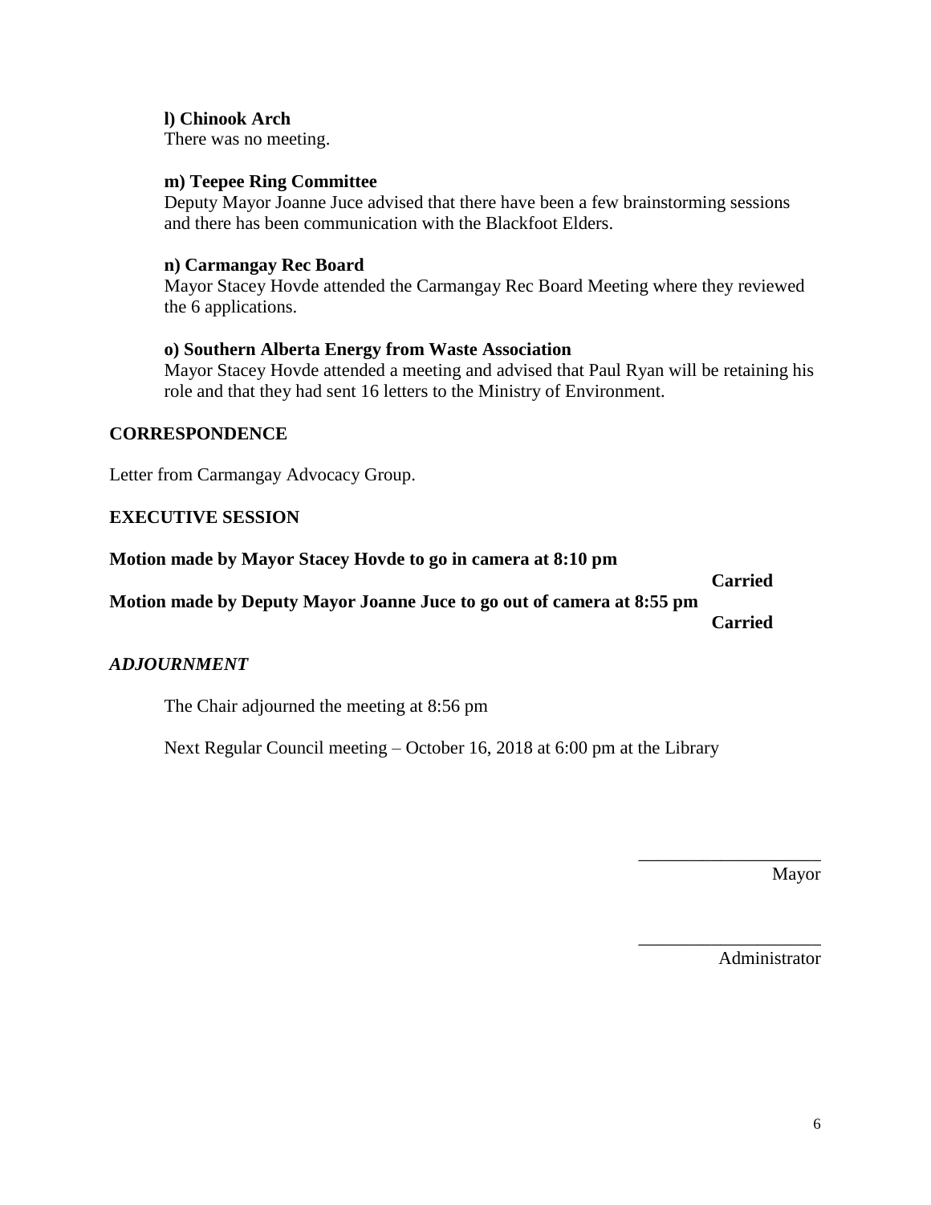**l) Chinook Arch**
There was no meeting.

**m) Teepee Ring Committee**
Deputy Mayor Joanne Juce advised that there have been a few brainstorming sessions and there has been communication with the Blackfoot Elders.

**n) Carmangay Rec Board**
Mayor Stacey Hovde attended the Carmangay Rec Board Meeting where they reviewed the 6 applications.

**o) Southern Alberta Energy from Waste Association**
Mayor Stacey Hovde attended a meeting and advised that Paul Ryan will be retaining his role and that they had sent 16 letters to the Ministry of Environment.

## CORRESPONDENCE

Letter from Carmangay Advocacy Group.

## EXECUTIVE SESSION

**Motion made by Mayor Stacey Hovde to go in camera at 8:10 pm**

**Carried**

**Motion made by Deputy Mayor Joanne Juce to go out of camera at 8:55 pm**

**Carried**

## *ADJOURNMENT*

The Chair adjourned the meeting at 8:56 pm

Next Regular Council meeting – October 16, 2018 at 6:00 pm at the Library

____________________
Mayor

____________________
Administrator